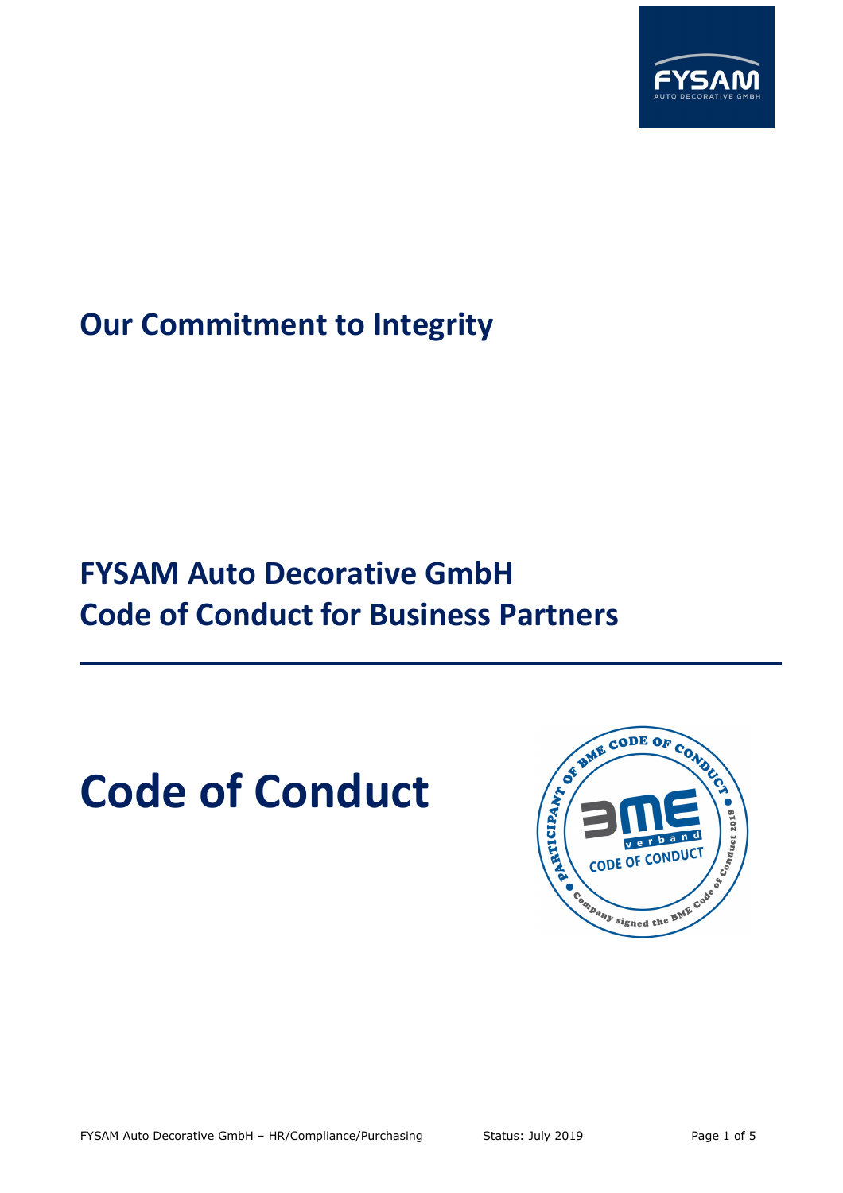## Our Commitment to Integrity

# FYSAM Auto Decorative GmbH
# Code of Conduct for Business Partners

---

# Code of Conduct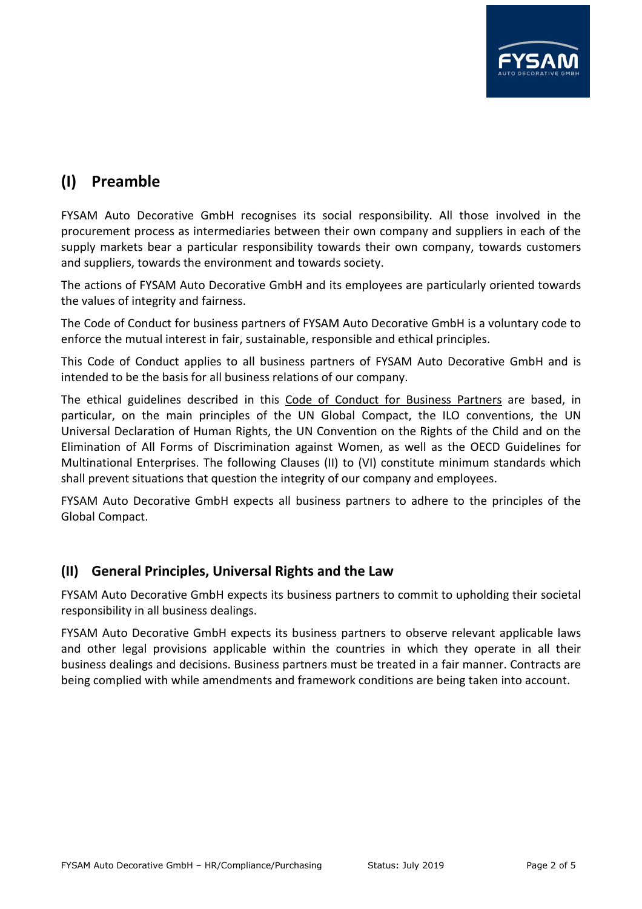## (I) Preamble

FYSAM Auto Decorative GmbH recognises its social responsibility. All those involved in the procurement process as intermediaries between their own company and suppliers in each of the supply markets bear a particular responsibility towards their own company, towards customers and suppliers, towards the environment and towards society.

The actions of FYSAM Auto Decorative GmbH and its employees are particularly oriented towards the values of integrity and fairness.

The Code of Conduct for business partners of FYSAM Auto Decorative GmbH is a voluntary code to enforce the mutual interest in fair, sustainable, responsible and ethical principles.

This Code of Conduct applies to all business partners of FYSAM Auto Decorative GmbH and is intended to be the basis for all business relations of our company.

The ethical guidelines described in this Code of Conduct for Business Partners are based, in particular, on the main principles of the UN Global Compact, the ILO conventions, the UN Universal Declaration of Human Rights, the UN Convention on the Rights of the Child and on the Elimination of All Forms of Discrimination against Women, as well as the OECD Guidelines for Multinational Enterprises. The following Clauses (II) to (VI) constitute minimum standards which shall prevent situations that question the integrity of our company and employees.

FYSAM Auto Decorative GmbH expects all business partners to adhere to the principles of the Global Compact.

## (II) General Principles, Universal Rights and the Law

FYSAM Auto Decorative GmbH expects its business partners to commit to upholding their societal responsibility in all business dealings.

FYSAM Auto Decorative GmbH expects its business partners to observe relevant applicable laws and other legal provisions applicable within the countries in which they operate in all their business dealings and decisions. Business partners must be treated in a fair manner. Contracts are being complied with while amendments and framework conditions are being taken into account.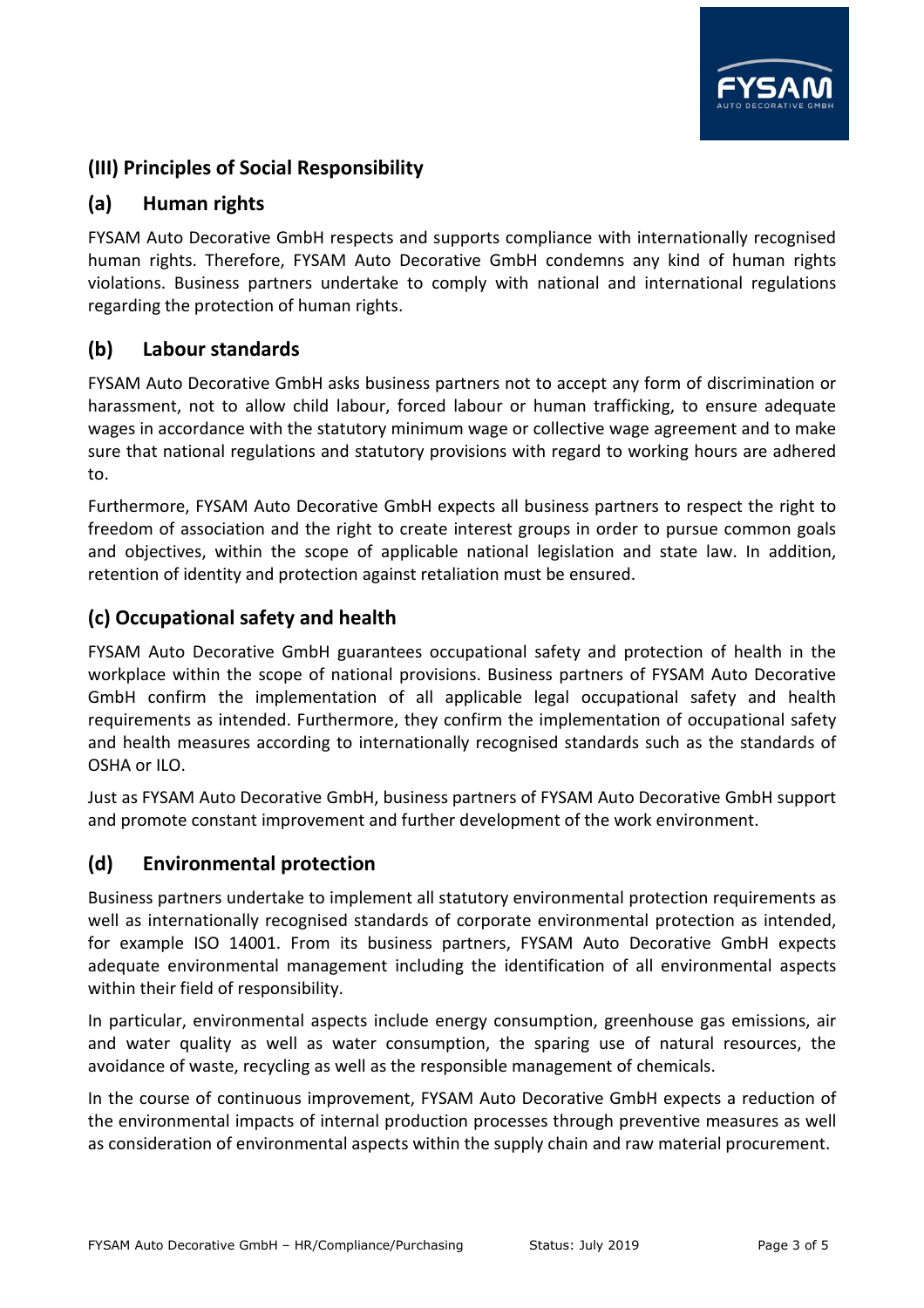## (III) Principles of Social Responsibility

### (a) Human rights

FYSAM Auto Decorative GmbH respects and supports compliance with internationally recognised human rights. Therefore, FYSAM Auto Decorative GmbH condemns any kind of human rights violations. Business partners undertake to comply with national and international regulations regarding the protection of human rights.

### (b) Labour standards

FYSAM Auto Decorative GmbH asks business partners not to accept any form of discrimination or harassment, not to allow child labour, forced labour or human trafficking, to ensure adequate wages in accordance with the statutory minimum wage or collective wage agreement and to make sure that national regulations and statutory provisions with regard to working hours are adhered to.

Furthermore, FYSAM Auto Decorative GmbH expects all business partners to respect the right to freedom of association and the right to create interest groups in order to pursue common goals and objectives, within the scope of applicable national legislation and state law. In addition, retention of identity and protection against retaliation must be ensured.

### (c) Occupational safety and health

FYSAM Auto Decorative GmbH guarantees occupational safety and protection of health in the workplace within the scope of national provisions. Business partners of FYSAM Auto Decorative GmbH confirm the implementation of all applicable legal occupational safety and health requirements as intended. Furthermore, they confirm the implementation of occupational safety and health measures according to internationally recognised standards such as the standards of OSHA or ILO.

Just as FYSAM Auto Decorative GmbH, business partners of FYSAM Auto Decorative GmbH support and promote constant improvement and further development of the work environment.

### (d) Environmental protection

Business partners undertake to implement all statutory environmental protection requirements as well as internationally recognised standards of corporate environmental protection as intended, for example ISO 14001. From its business partners, FYSAM Auto Decorative GmbH expects adequate environmental management including the identification of all environmental aspects within their field of responsibility.

In particular, environmental aspects include energy consumption, greenhouse gas emissions, air and water quality as well as water consumption, the sparing use of natural resources, the avoidance of waste, recycling as well as the responsible management of chemicals.

In the course of continuous improvement, FYSAM Auto Decorative GmbH expects a reduction of the environmental impacts of internal production processes through preventive measures as well as consideration of environmental aspects within the supply chain and raw material procurement.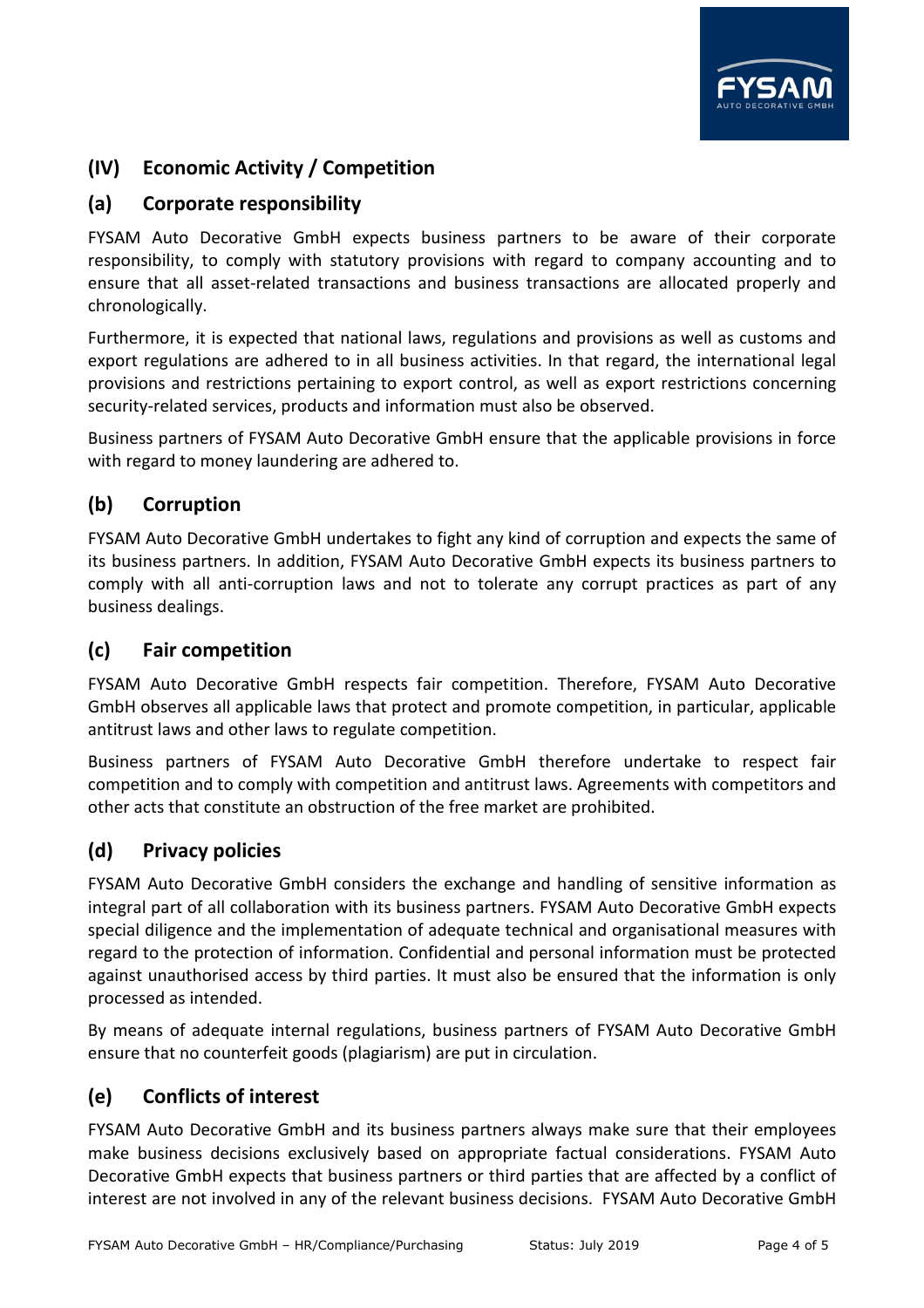## (IV) Economic Activity / Competition

### (a) Corporate responsibility

FYSAM Auto Decorative GmbH expects business partners to be aware of their corporate responsibility, to comply with statutory provisions with regard to company accounting and to ensure that all asset-related transactions and business transactions are allocated properly and chronologically.

Furthermore, it is expected that national laws, regulations and provisions as well as customs and export regulations are adhered to in all business activities. In that regard, the international legal provisions and restrictions pertaining to export control, as well as export restrictions concerning security-related services, products and information must also be observed.

Business partners of FYSAM Auto Decorative GmbH ensure that the applicable provisions in force with regard to money laundering are adhered to.

### (b) Corruption

FYSAM Auto Decorative GmbH undertakes to fight any kind of corruption and expects the same of its business partners. In addition, FYSAM Auto Decorative GmbH expects its business partners to comply with all anti-corruption laws and not to tolerate any corrupt practices as part of any business dealings.

### (c) Fair competition

FYSAM Auto Decorative GmbH respects fair competition. Therefore, FYSAM Auto Decorative GmbH observes all applicable laws that protect and promote competition, in particular, applicable antitrust laws and other laws to regulate competition.

Business partners of FYSAM Auto Decorative GmbH therefore undertake to respect fair competition and to comply with competition and antitrust laws. Agreements with competitors and other acts that constitute an obstruction of the free market are prohibited.

### (d) Privacy policies

FYSAM Auto Decorative GmbH considers the exchange and handling of sensitive information as integral part of all collaboration with its business partners. FYSAM Auto Decorative GmbH expects special diligence and the implementation of adequate technical and organisational measures with regard to the protection of information. Confidential and personal information must be protected against unauthorised access by third parties. It must also be ensured that the information is only processed as intended.

By means of adequate internal regulations, business partners of FYSAM Auto Decorative GmbH ensure that no counterfeit goods (plagiarism) are put in circulation.

### (e) Conflicts of interest

FYSAM Auto Decorative GmbH and its business partners always make sure that their employees make business decisions exclusively based on appropriate factual considerations. FYSAM Auto Decorative GmbH expects that business partners or third parties that are affected by a conflict of interest are not involved in any of the relevant business decisions. FYSAM Auto Decorative GmbH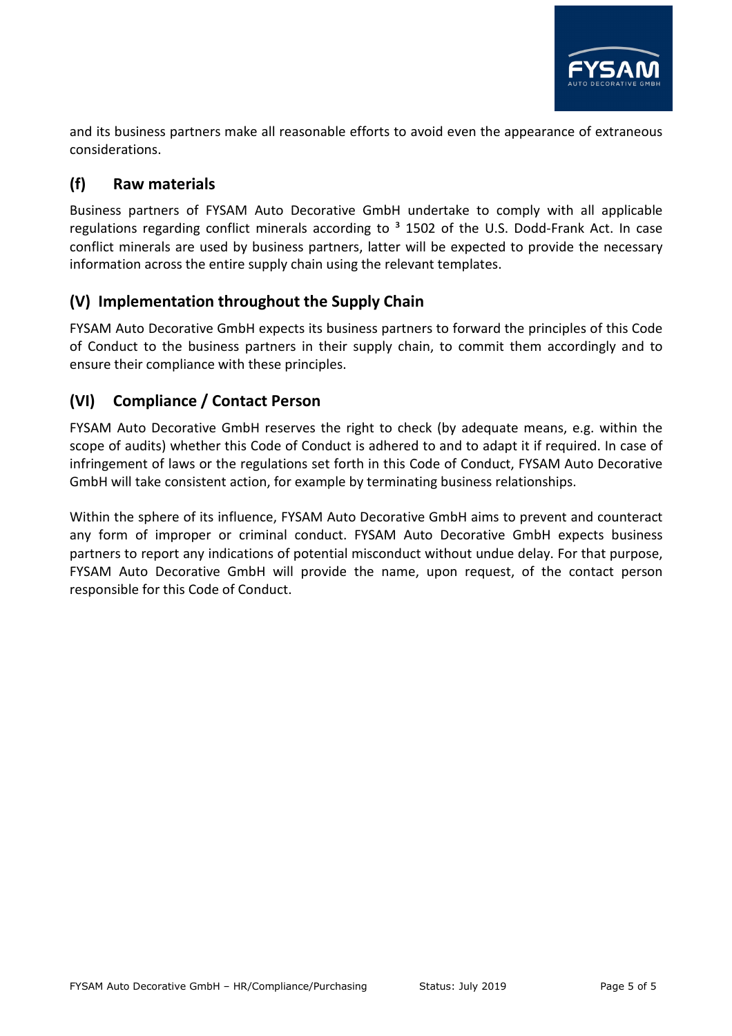and its business partners make all reasonable efforts to avoid even the appearance of extraneous considerations.

### (f) Raw materials

Business partners of FYSAM Auto Decorative GmbH undertake to comply with all applicable regulations regarding conflict minerals according to ³ 1502 of the U.S. Dodd-Frank Act. In case conflict minerals are used by business partners, latter will be expected to provide the necessary information across the entire supply chain using the relevant templates.

## (V) Implementation throughout the Supply Chain

FYSAM Auto Decorative GmbH expects its business partners to forward the principles of this Code of Conduct to the business partners in their supply chain, to commit them accordingly and to ensure their compliance with these principles.

## (VI) Compliance / Contact Person

FYSAM Auto Decorative GmbH reserves the right to check (by adequate means, e.g. within the scope of audits) whether this Code of Conduct is adhered to and to adapt it if required. In case of infringement of laws or the regulations set forth in this Code of Conduct, FYSAM Auto Decorative GmbH will take consistent action, for example by terminating business relationships.

Within the sphere of its influence, FYSAM Auto Decorative GmbH aims to prevent and counteract any form of improper or criminal conduct. FYSAM Auto Decorative GmbH expects business partners to report any indications of potential misconduct without undue delay. For that purpose, FYSAM Auto Decorative GmbH will provide the name, upon request, of the contact person responsible for this Code of Conduct.